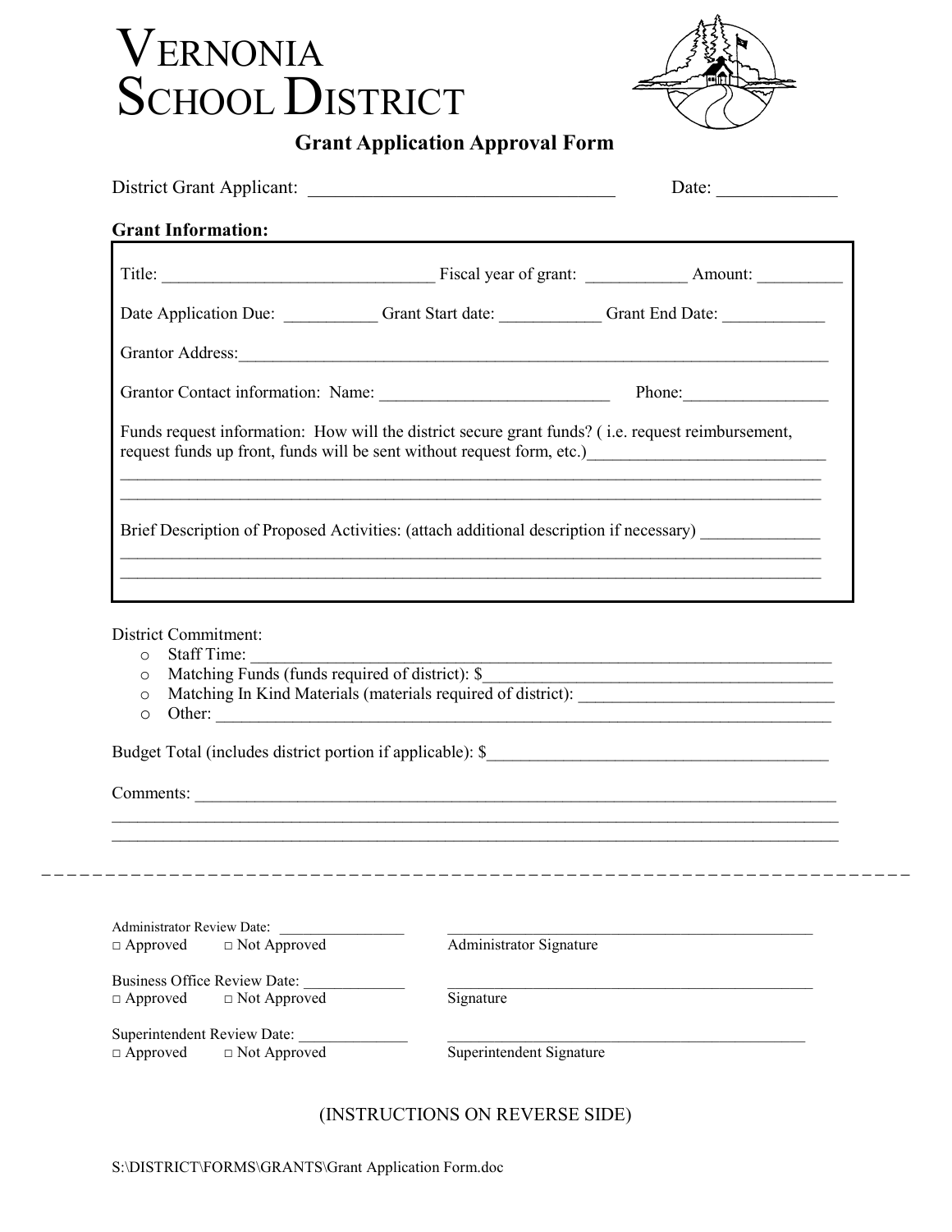# VERNONIA SCHOOL DISTRICT

## Grant Application Approval Form

District Grant Applicant: ________________________________ Date: ____________

**Grant Information:**

Title: _____________________________ Fiscal year of grant: ___________ Amount: _________

Date Application Due: __________ Grant Start date: ___________ Grant End Date: ___________

Grantor Address:____________________________________________________________________

Grantor Contact information: Name: _________________________ Phone:________________

Funds request information: How will the district secure grant funds? ( i.e. request reimbursement, request funds up front, funds will be sent without request form, etc.)__________________________

_______________________________________________________________________________

_______________________________________________________________________________

Brief Description of Proposed Activities: (attach additional description if necessary) _____________

_______________________________________________________________________________

_______________________________________________________________________________

District Commitment:

- Staff Time: _________________________________________________________________
- Matching Funds (funds required of district): $_______________________________________
- Matching In Kind Materials (materials required of district): ____________________________
- Other: _____________________________________________________________________

Budget Total (includes district portion if applicable): $_______________________________________

Comments: ___________________________________________________________________________

_______________________________________________________________________________

_______________________________________________________________________________

---

Administrator Review Date: ______________
□ Approved □ Not Approved

_____________________________________________
Administrator Signature

Business Office Review Date: ____________
□ Approved □ Not Approved

_____________________________________________
Signature

Superintendent Review Date: _____________
□ Approved □ Not Approved

_____________________________________________
Superintendent Signature

(INSTRUCTIONS ON REVERSE SIDE)

S:\DISTRICT\FORMS\GRANTS\Grant Application Form.doc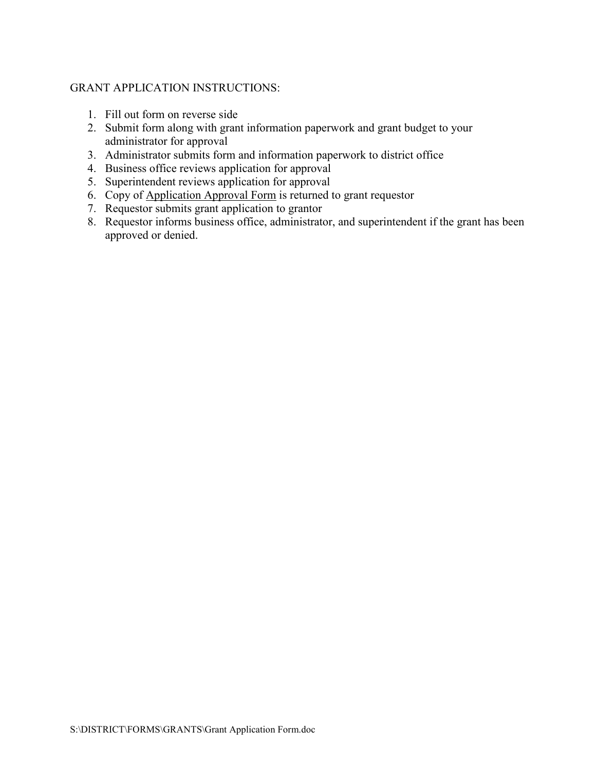GRANT APPLICATION INSTRUCTIONS:

1. Fill out form on reverse side
2. Submit form along with grant information paperwork and grant budget to your administrator for approval
3. Administrator submits form and information paperwork to district office
4. Business office reviews application for approval
5. Superintendent reviews application for approval
6. Copy of Application Approval Form is returned to grant requestor
7. Requestor submits grant application to grantor
8. Requestor informs business office, administrator, and superintendent if the grant has been approved or denied.